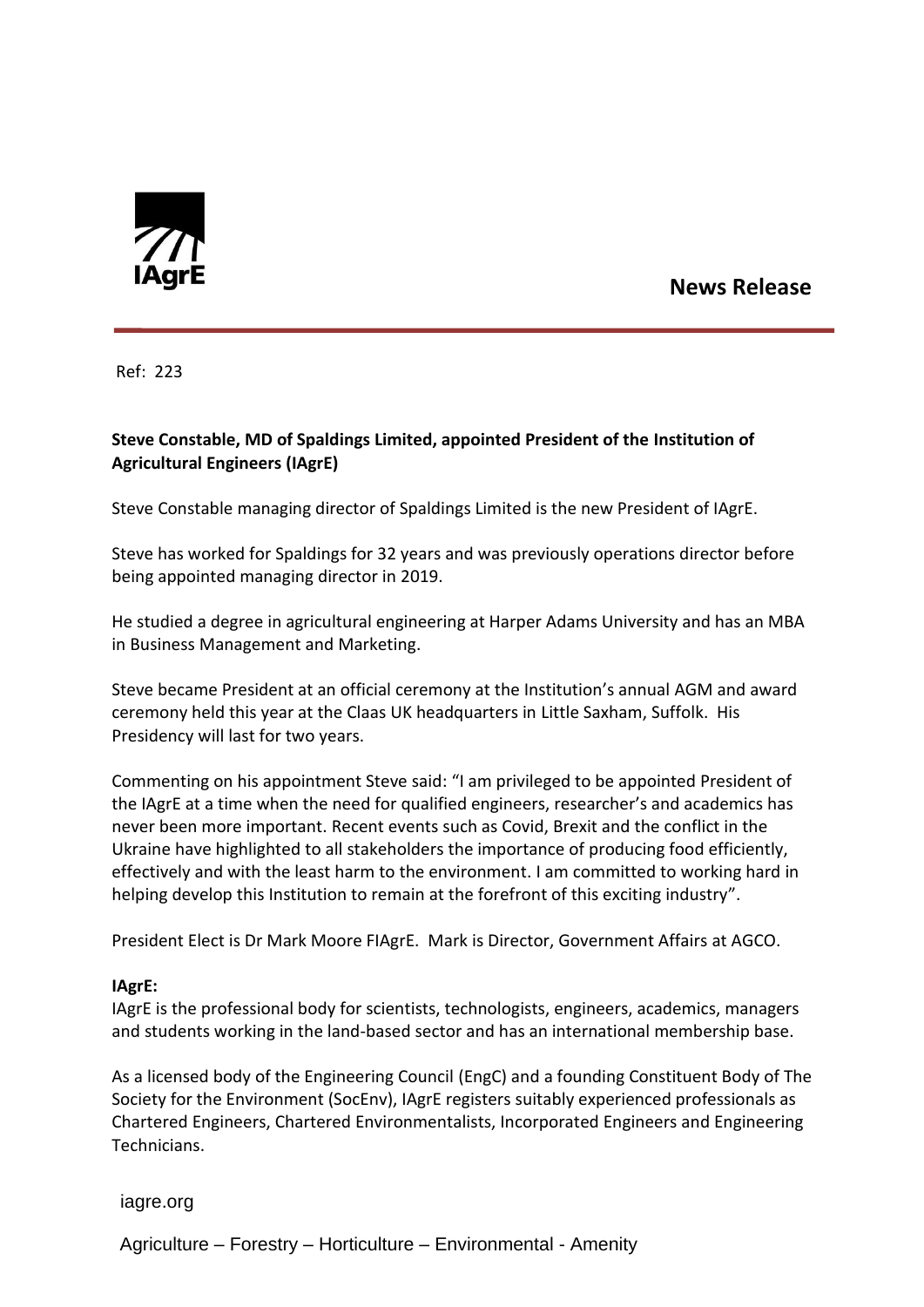IAgrE

**News Release**

Ref: 223

**Steve Constable, MD of Spaldings Limited, appointed President of the Institution of Agricultural Engineers (IAgrE)**

Steve Constable managing director of Spaldings Limited is the new President of IAgrE.

Steve has worked for Spaldings for 32 years and was previously operations director before being appointed managing director in 2019.

He studied a degree in agricultural engineering at Harper Adams University and has an MBA in Business Management and Marketing.

Steve became President at an official ceremony at the Institution's annual AGM and award ceremony held this year at the Claas UK headquarters in Little Saxham, Suffolk. His Presidency will last for two years.

Commenting on his appointment Steve said: "I am privileged to be appointed President of the IAgrE at a time when the need for qualified engineers, researcher's and academics has never been more important. Recent events such as Covid, Brexit and the conflict in the Ukraine have highlighted to all stakeholders the importance of producing food efficiently, effectively and with the least harm to the environment. I am committed to working hard in helping develop this Institution to remain at the forefront of this exciting industry".

President Elect is Dr Mark Moore FIAgrE. Mark is Director, Government Affairs at AGCO.

**IAgrE:**
IAgrE is the professional body for scientists, technologists, engineers, academics, managers and students working in the land-based sector and has an international membership base.

As a licensed body of the Engineering Council (EngC) and a founding Constituent Body of The Society for the Environment (SocEnv), IAgrE registers suitably experienced professionals as Chartered Engineers, Chartered Environmentalists, Incorporated Engineers and Engineering Technicians.

iagre.org

Agriculture – Forestry – Horticulture – Environmental - Amenity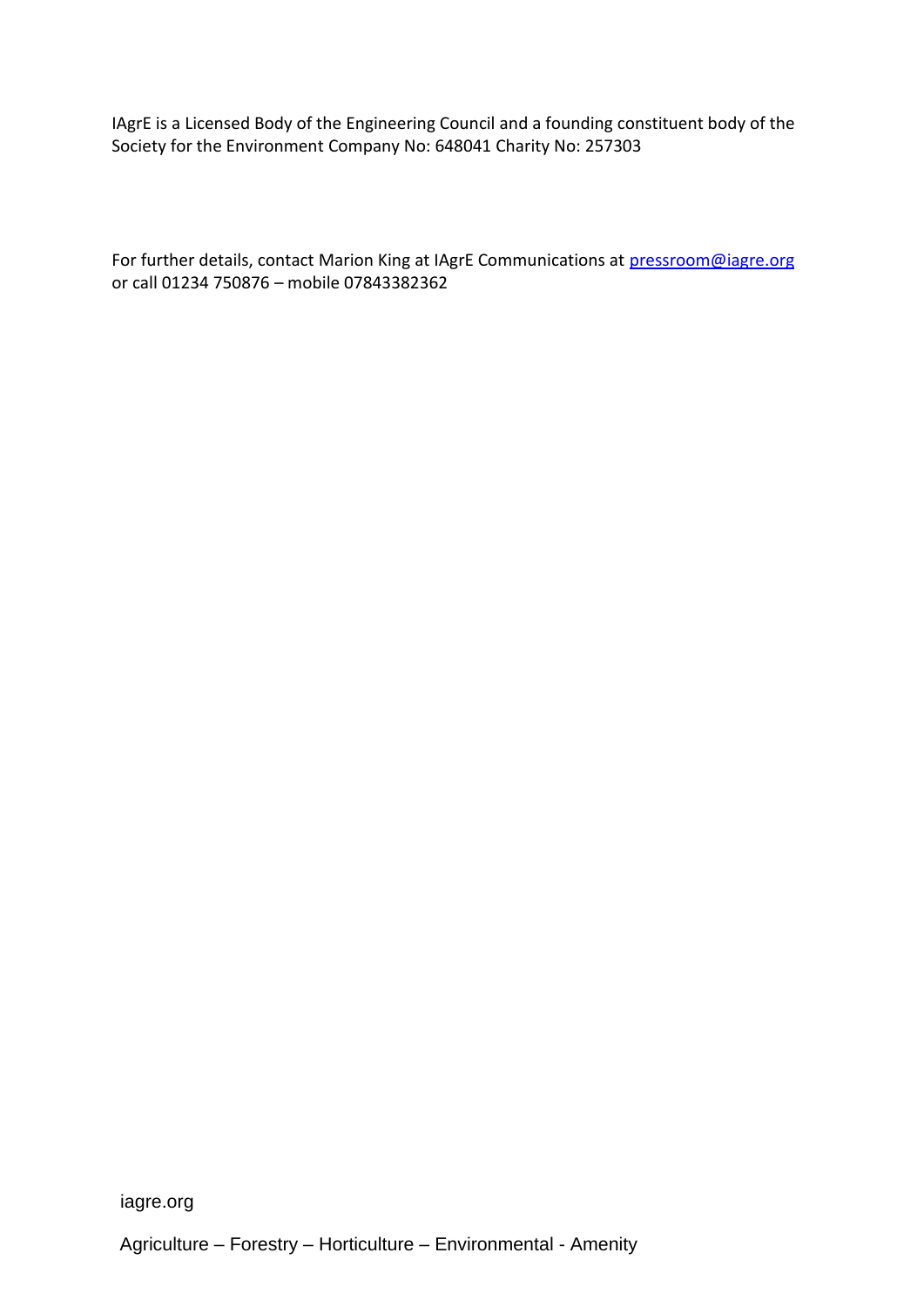IAgrE is a Licensed Body of the Engineering Council and a founding constituent body of the Society for the Environment Company No: 648041 Charity No: 257303

For further details, contact Marion King at IAgrE Communications at pressroom@iagre.org or call 01234 750876 – mobile 07843382362

iagre.org

Agriculture – Forestry – Horticulture – Environmental - Amenity